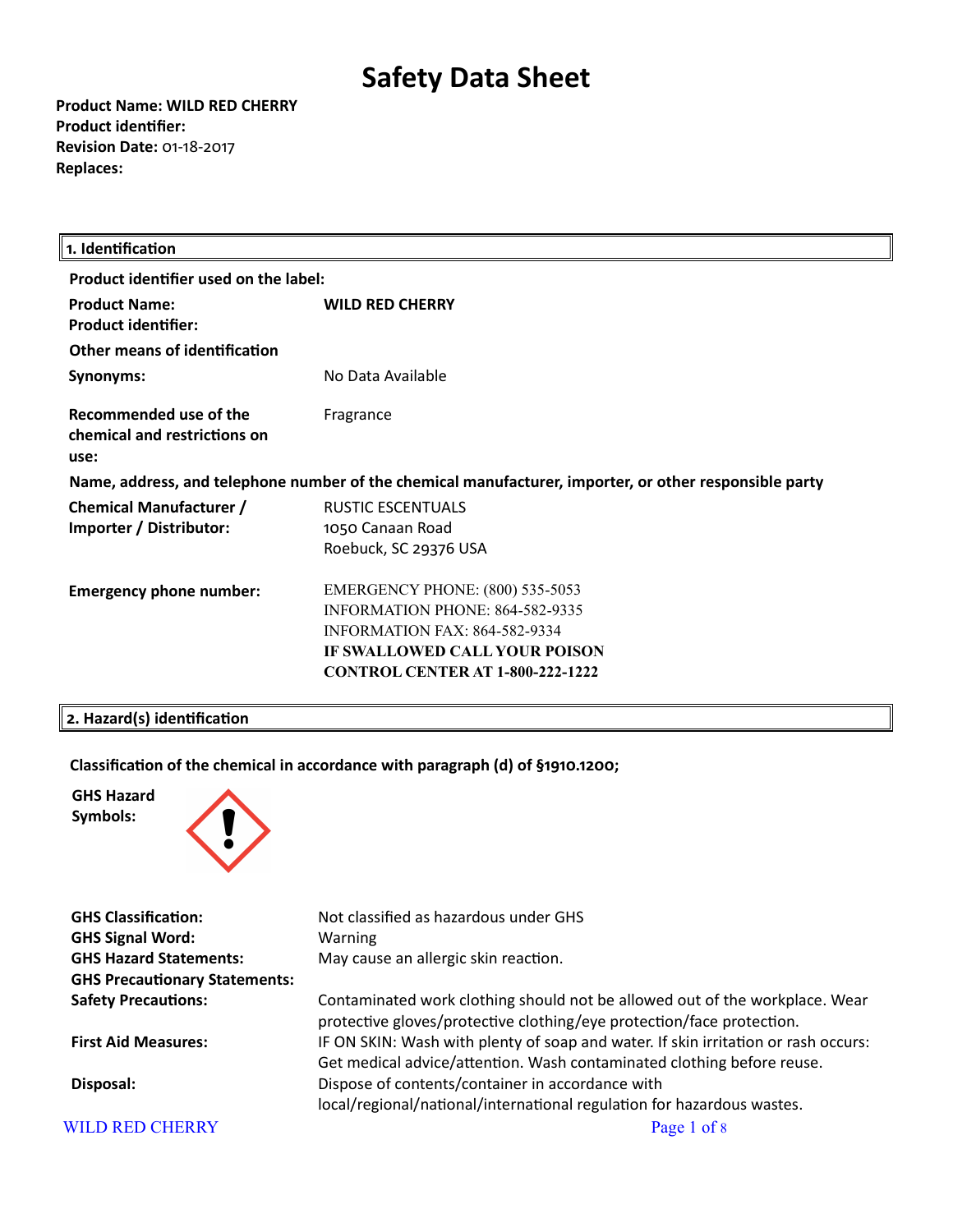# Safety Data Sheet

**Product Name: WILD RED CHERRY**
**Product identifier:**
**Revision Date:** 01-18-2017
**Replaces:**

## 1. Identification

**Product identifier used on the label:**

| | |
|---|---|
| **Product Name:** | **WILD RED CHERRY** |
| **Product identifier:** | |
| **Other means of identification** | |
| **Synonyms:** | No Data Available |
| **Recommended use of the chemical and restrictions on use:** | Fragrance |

**Name, address, and telephone number of the chemical manufacturer, importer, or other responsible party**

| | |
|---|---|
| **Chemical Manufacturer / Importer / Distributor:** | RUSTIC ESCENTUALS<br>1050 Canaan Road<br>Roebuck, SC 29376 USA |
| **Emergency phone number:** | EMERGENCY PHONE: (800) 535-5053<br>INFORMATION PHONE: 864-582-9335<br>INFORMATION FAX: 864-582-9334<br>**IF SWALLOWED CALL YOUR POISON CONTROL CENTER AT 1-800-222-1222** |

## 2. Hazard(s) identification

**Classification of the chemical in accordance with paragraph (d) of §1910.1200;**

**GHS Hazard Symbols:**

| | |
|---|---|
| **GHS Classification:** | Not classified as hazardous under GHS |
| **GHS Signal Word:** | Warning |
| **GHS Hazard Statements:** | May cause an allergic skin reaction. |
| **GHS Precautionary Statements:** | |
| **Safety Precautions:** | Contaminated work clothing should not be allowed out of the workplace. Wear protective gloves/protective clothing/eye protection/face protection. |
| **First Aid Measures:** | IF ON SKIN: Wash with plenty of soap and water. If skin irritation or rash occurs: Get medical advice/attention. Wash contaminated clothing before reuse. |
| **Disposal:** | Dispose of contents/container in accordance with local/regional/national/international regulation for hazardous wastes. |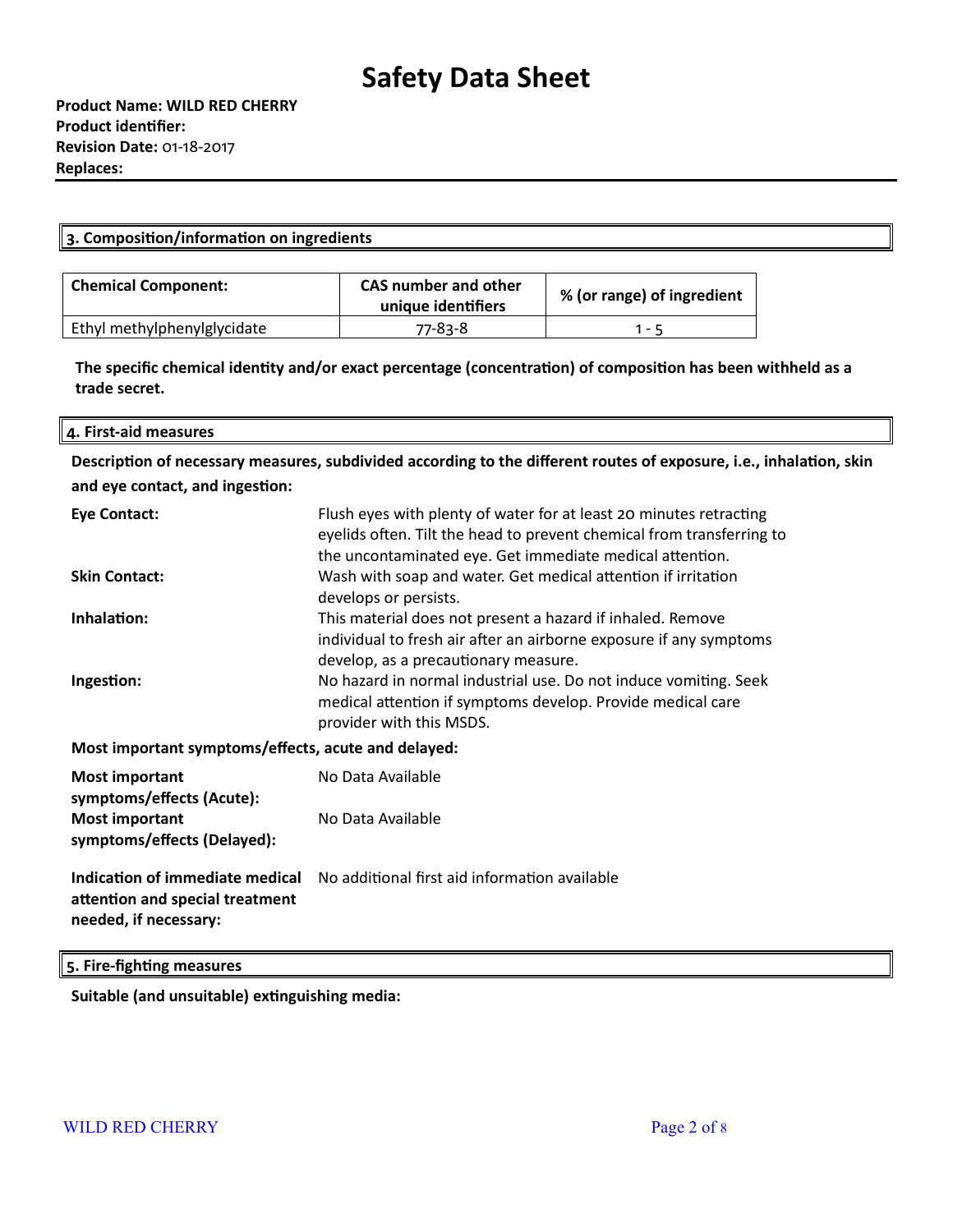# Safety Data Sheet

**Product Name: WILD RED CHERRY**
**Product identifier:**
**Revision Date:** 01-18-2017
**Replaces:**

## 3. Composition/information on ingredients

| Chemical Component: | CAS number and other unique identifiers | % (or range) of ingredient |
|---|---|---|
| Ethyl methylphenylglycidate | 77-83-8 | 1 - 5 |

**The specific chemical identity and/or exact percentage (concentration) of composition has been withheld as a trade secret.**

## 4. First-aid measures

**Description of necessary measures, subdivided according to the different routes of exposure, i.e., inhalation, skin and eye contact, and ingestion:**

**Eye Contact:** Flush eyes with plenty of water for at least 20 minutes retracting eyelids often. Tilt the head to prevent chemical from transferring to the uncontaminated eye. Get immediate medical attention.

**Skin Contact:** Wash with soap and water. Get medical attention if irritation develops or persists.

**Inhalation:** This material does not present a hazard if inhaled. Remove individual to fresh air after an airborne exposure if any symptoms develop, as a precautionary measure.

**Ingestion:** No hazard in normal industrial use. Do not induce vomiting. Seek medical attention if symptoms develop. Provide medical care provider with this MSDS.

**Most important symptoms/effects, acute and delayed:**

**Most important symptoms/effects (Acute):** No Data Available

**Most important symptoms/effects (Delayed):** No Data Available

**Indication of immediate medical attention and special treatment needed, if necessary:** No additional first aid information available

## 5. Fire-fighting measures

**Suitable (and unsuitable) extinguishing media:**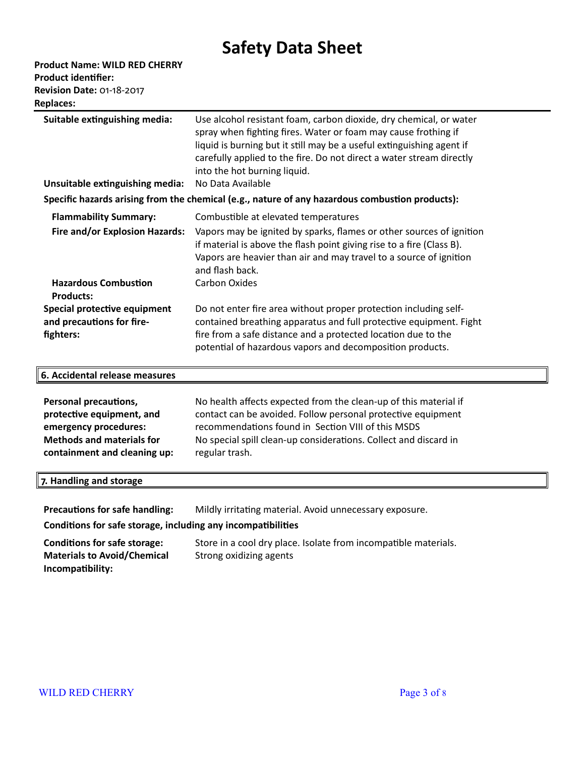# Safety Data Sheet

**Product Name: WILD RED CHERRY**
**Product identifier:**
**Revision Date:** 01-18-2017
**Replaces:**

**Suitable extinguishing media:** Use alcohol resistant foam, carbon dioxide, dry chemical, or water spray when fighting fires. Water or foam may cause frothing if liquid is burning but it still may be a useful extinguishing agent if carefully applied to the fire. Do not direct a water stream directly into the hot burning liquid.

**Unsuitable extinguishing media:** No Data Available

**Specific hazards arising from the chemical (e.g., nature of any hazardous combustion products):**

**Flammability Summary:** Combustible at elevated temperatures

**Fire and/or Explosion Hazards:** Vapors may be ignited by sparks, flames or other sources of ignition if material is above the flash point giving rise to a fire (Class B). Vapors are heavier than air and may travel to a source of ignition and flash back.

**Hazardous Combustion Products:** Carbon Oxides

**Special protective equipment and precautions for fire-fighters:** Do not enter fire area without proper protection including self-contained breathing apparatus and full protective equipment. Fight fire from a safe distance and a protected location due to the potential of hazardous vapors and decomposition products.

## 6. Accidental release measures

**Personal precautions, protective equipment, and emergency procedures:** No health affects expected from the clean-up of this material if contact can be avoided. Follow personal equipment recommendations found in Section VIII of this MSDS

**Methods and materials for containment and cleaning up:** No special spill clean-up considerations. Collect and discard in regular trash.

## 7. Handling and storage

**Precautions for safe handling:** Mildly irritating material. Avoid unnecessary exposure.

**Conditions for safe storage, including any incompatibilities**

**Conditions for safe storage:** Store in a cool dry place. Isolate from incompatible materials.

**Materials to Avoid/Chemical Incompatibility:** Strong oxidizing agents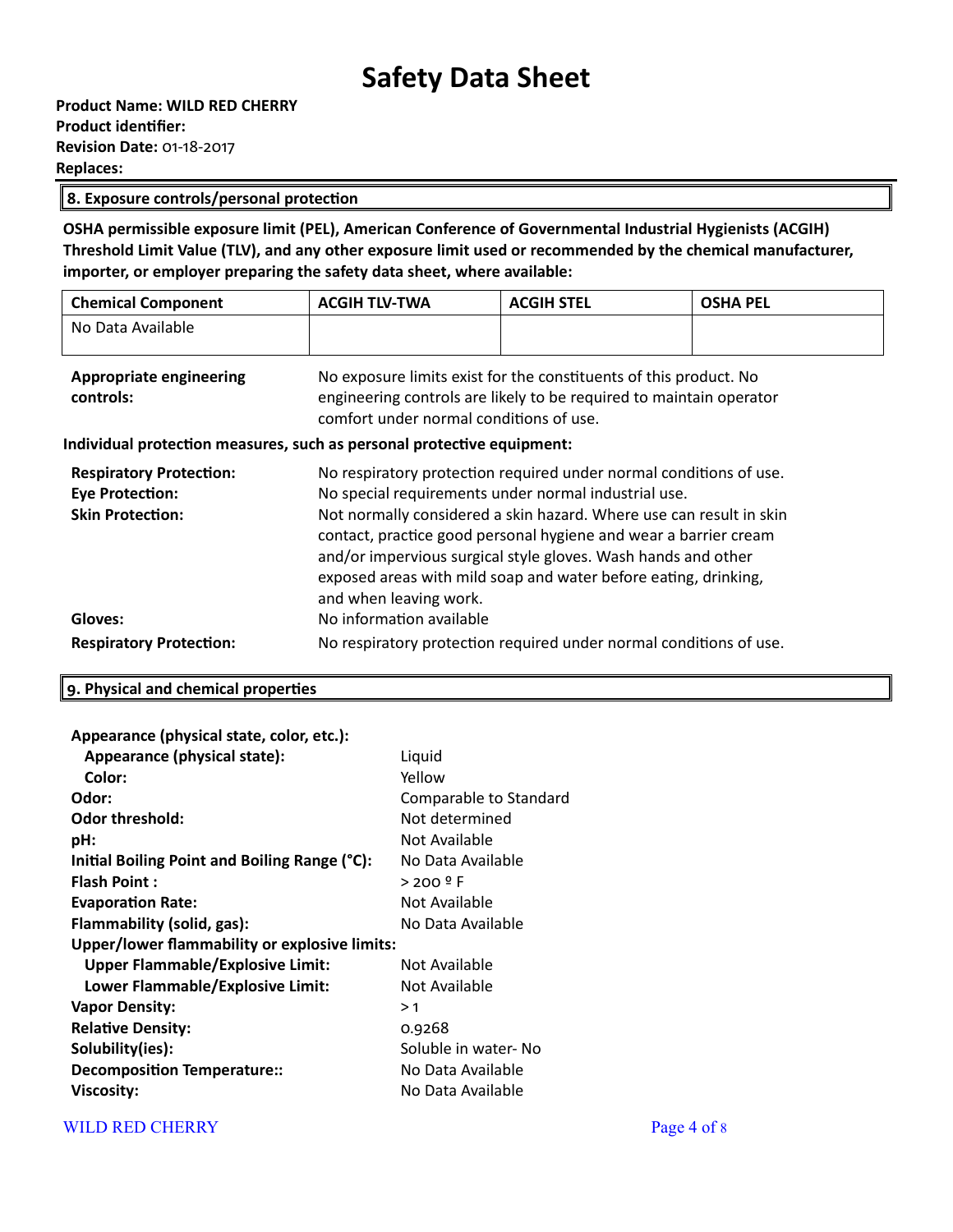# Safety Data Sheet

**Product Name: WILD RED CHERRY**
**Product identifier:**
**Revision Date:** 01-18-2017
**Replaces:**

## 8. Exposure controls/personal protection

**OSHA permissible exposure limit (PEL), American Conference of Governmental Industrial Hygienists (ACGIH) Threshold Limit Value (TLV), and any other exposure limit used or recommended by the chemical manufacturer, importer, or employer preparing the safety data sheet, where available:**

| Chemical Component | ACGIH TLV-TWA | ACGIH STEL | OSHA PEL |
|---|---|---|---|
| No Data Available | | | |

**Appropriate engineering controls:** No exposure limits exist for the constituents of this product. No engineering controls are likely to be required to maintain operator comfort under normal conditions of use.

**Individual protection measures, such as personal protective equipment:**

**Respiratory Protection:** No respiratory protection required under normal conditions of use.
**Eye Protection:** No special requirements under normal industrial use.
**Skin Protection:** Not normally considered a skin hazard. Where use can result in skin contact, practice good personal hygiene and wear a barrier cream and/or impervious surgical style gloves. Wash hands and other exposed areas with mild soap and water before eating, drinking, and when leaving work.
**Gloves:** No information available
**Respiratory Protection:** No respiratory protection required under normal conditions of use.

## 9. Physical and chemical properties

**Appearance (physical state, color, etc.):**
- **Appearance (physical state):** Liquid
- **Color:** Yellow

**Odor:** Comparable to Standard
**Odor threshold:** Not determined
**pH:** Not Available
**Initial Boiling Point and Boiling Range (°C):** No Data Available
**Flash Point :** > 200 º F
**Evaporation Rate:** Not Available
**Flammability (solid, gas):** No Data Available
**Upper/lower flammability or explosive limits:**
- **Upper Flammable/Explosive Limit:** Not Available
- **Lower Flammable/Explosive Limit:** Not Available

**Vapor Density:** > 1
**Relative Density:** 0.9268
**Solubility(ies):** Soluble in water- No
**Decomposition Temperature::** No Data Available
**Viscosity:** No Data Available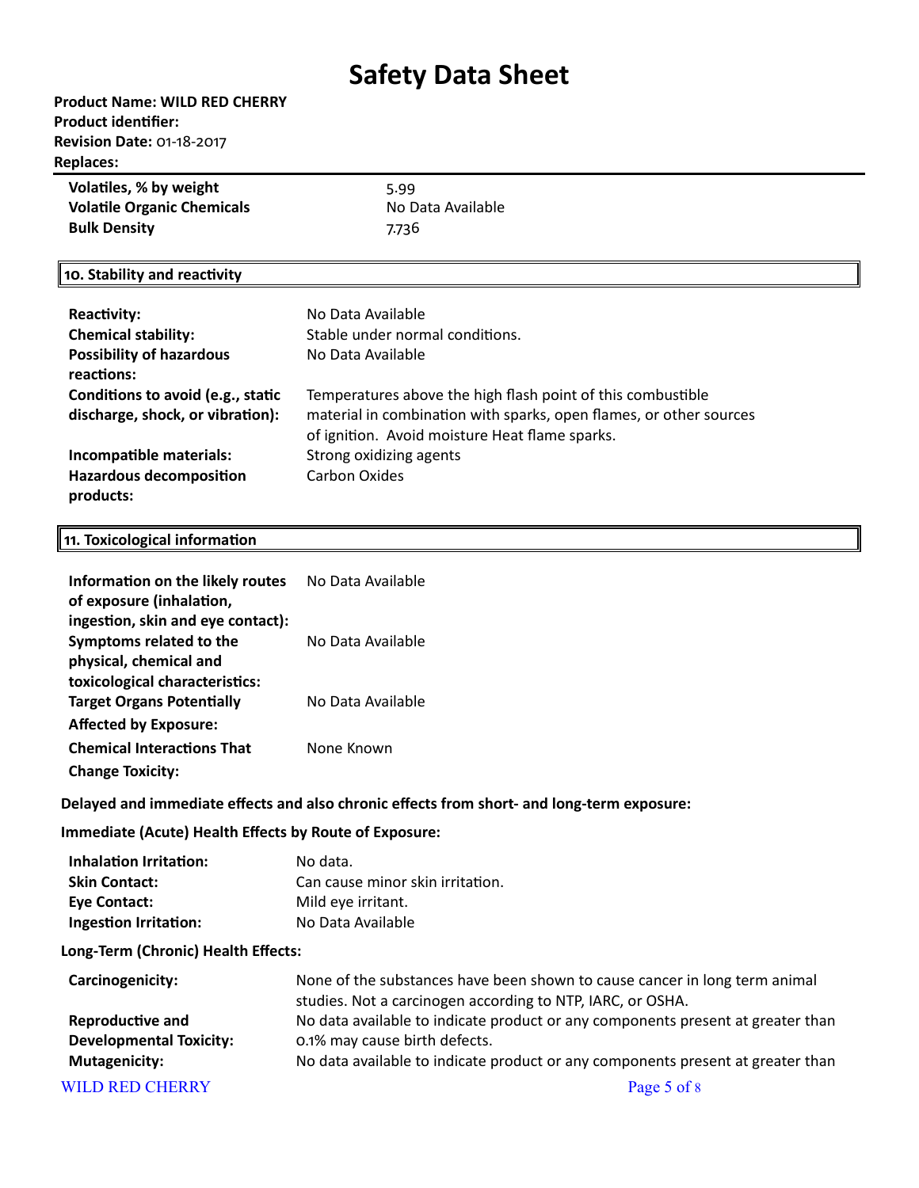# Safety Data Sheet

**Product Name: WILD RED CHERRY**
**Product identifier:**
**Revision Date:** 01-18-2017
**Replaces:**

| | |
|---|---|
| **Volatiles, % by weight** | 5.99 |
| **Volatile Organic Chemicals** | No Data Available |
| **Bulk Density** | 7.736 |

## 10. Stability and reactivity

| | |
|---|---|
| **Reactivity:** | No Data Available |
| **Chemical stability:** | Stable under normal conditions. |
| **Possibility of hazardous reactions:** | No Data Available |
| **Conditions to avoid (e.g., static discharge, shock, or vibration):** | Temperatures above the high flash point of this combustible material in combination with sparks, open flames, or other sources of ignition. Avoid moisture Heat flame sparks. |
| **Incompatible materials:** | Strong oxidizing agents |
| **Hazardous decomposition products:** | Carbon Oxides |

## 11. Toxicological information

| | |
|---|---|
| **Information on the likely routes of exposure (inhalation, ingestion, skin and eye contact):** | No Data Available |
| **Symptoms related to the physical, chemical and toxicological characteristics:** | No Data Available |
| **Target Organs Potentially Affected by Exposure:** | No Data Available |
| **Chemical Interactions That Change Toxicity:** | None Known |

**Delayed and immediate effects and also chronic effects from short- and long-term exposure:**

**Immediate (Acute) Health Effects by Route of Exposure:**

| | |
|---|---|
| **Inhalation Irritation:** | No data. |
| **Skin Contact:** | Can cause minor skin irritation. |
| **Eye Contact:** | Mild eye irritant. |
| **Ingestion Irritation:** | No Data Available |

**Long-Term (Chronic) Health Effects:**

| | |
|---|---|
| **Carcinogenicity:** | None of the substances have been shown to cause cancer in long term animal studies. Not a carcinogen according to NTP, IARC, or OSHA. |
| **Reproductive and Developmental Toxicity:** | No data available to indicate product or any components present at greater than 0.1% may cause birth defects. |
| **Mutagenicity:** | No data available to indicate product or any components present at greater than |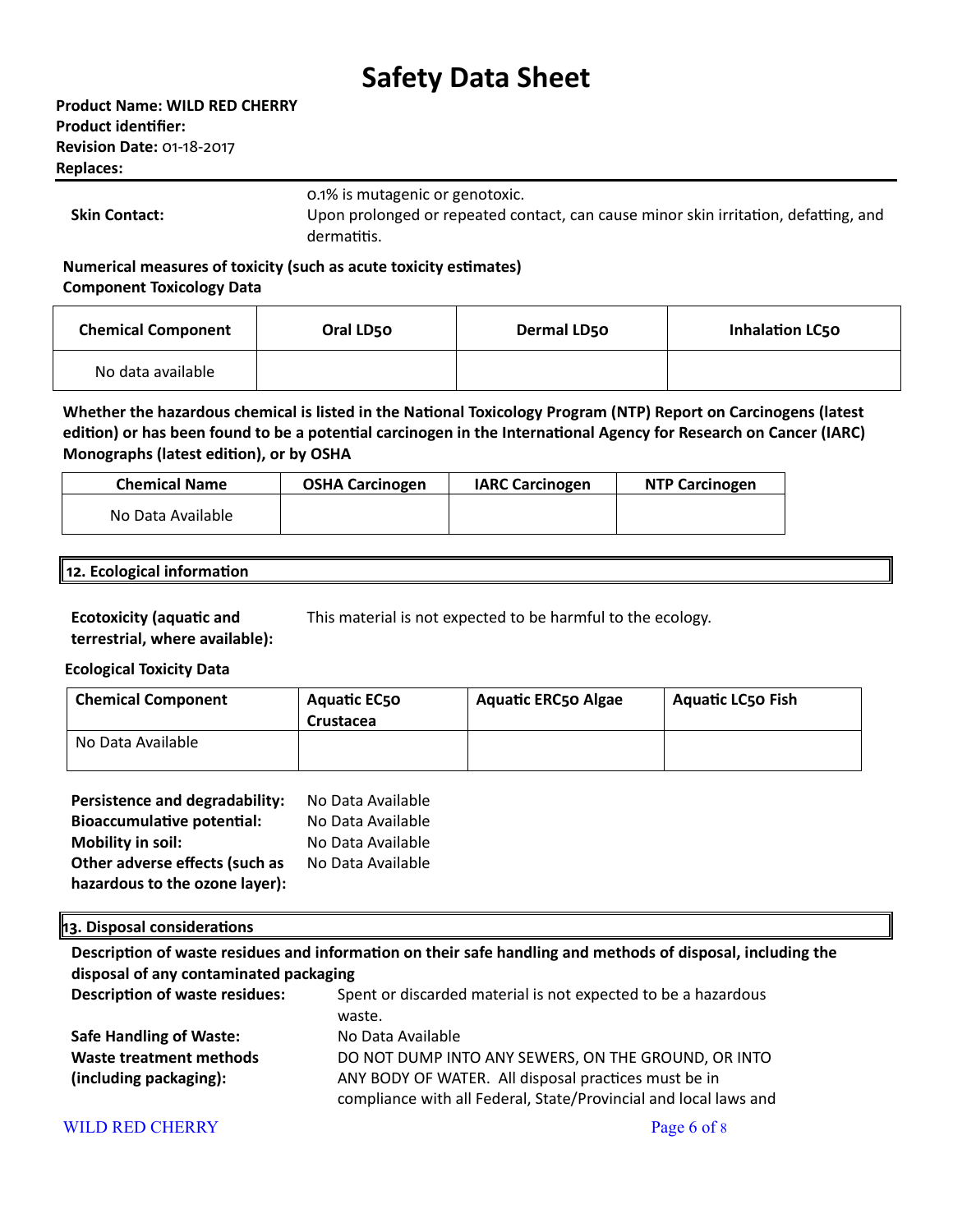# Safety Data Sheet

**Product Name: WILD RED CHERRY**
**Product identifier:**
**Revision Date:** 01-18-2017
**Replaces:**

0.1% is mutagenic or genotoxic.

**Skin Contact:** Upon prolonged or repeated contact, can cause minor skin irritation, defatting, and dermatitis.

**Numerical measures of toxicity (such as acute toxicity estimates)**
**Component Toxicology Data**

| Chemical Component | Oral LD50 | Dermal LD50 | Inhalation LC50 |
|---|---|---|---|
| No data available | | | |

**Whether the hazardous chemical is listed in the National Toxicology Program (NTP) Report on Carcinogens (latest edition) or has been found to be a potential carcinogen in the International Agency for Research on Cancer (IARC) Monographs (latest edition), or by OSHA**

| Chemical Name | OSHA Carcinogen | IARC Carcinogen | NTP Carcinogen |
|---|---|---|---|
| No Data Available | | | |

## 12. Ecological information

**Ecotoxicity (aquatic and terrestrial, where available):** This material is not expected to be harmful to the ecology.

**Ecological Toxicity Data**

| Chemical Component | Aquatic EC50 Crustacea | Aquatic ERC50 Algae | Aquatic LC50 Fish |
|---|---|---|---|
| No Data Available | | | |

**Persistence and degradability:** No Data Available
**Bioaccumulative potential:** No Data Available
**Mobility in soil:** No Data Available
**Other adverse effects (such as hazardous to the ozone layer):** No Data Available

## 13. Disposal considerations

**Description of waste residues and information on their safe handling and methods of disposal, including the disposal of any contaminated packaging**

**Description of waste residues:** Spent or discarded material is not expected to be a hazardous waste.

**Safe Handling of Waste:** No Data Available

**Waste treatment methods (including packaging):** DO NOT DUMP INTO ANY SEWERS, ON THE GROUND, OR INTO ANY BODY OF WATER. All disposal practices must be in compliance with all Federal, State/Provincial and local laws and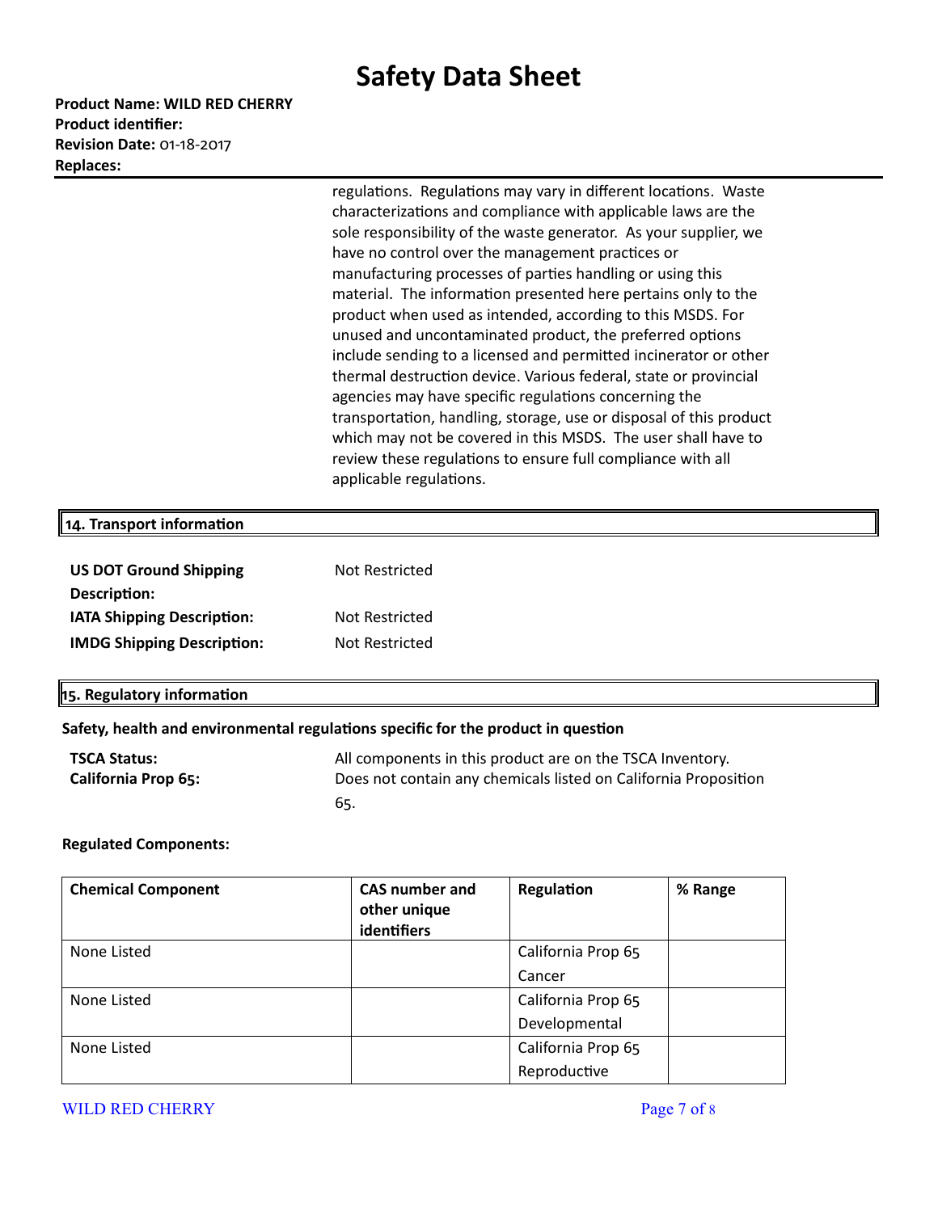regulations. Regulations may vary in different locations. Waste characterizations and compliance with applicable laws are the sole responsibility of the waste generator. As your supplier, we have no control over the management practices or manufacturing processes of parties handling or using this material. The information presented here pertains only to the product when used as intended, according to this MSDS. For unused and uncontaminated product, the preferred options include sending to a licensed and permitted incinerator or other thermal destruction device. Various federal, state or provincial agencies may have specific regulations concerning the transportation, handling, storage, use or disposal of this product which may not be covered in this MSDS. The user shall have to review these regulations to ensure full compliance with all applicable regulations.

## 14. Transport information

**US DOT Ground Shipping Description:** Not Restricted

**IATA Shipping Description:** Not Restricted

**IMDG Shipping Description:** Not Restricted

## 15. Regulatory information

**Safety, health and environmental regulations specific for the product in question**

**TSCA Status:** All components in this product are on the TSCA Inventory.

**California Prop 65:** Does not contain any chemicals listed on California Proposition 65.

**Regulated Components:**

| Chemical Component | CAS number and other unique identifiers | Regulation | % Range |
|---|---|---|---|
| None Listed | | California Prop 65 Cancer | |
| None Listed | | California Prop 65 Developmental | |
| None Listed | | California Prop 65 Reproductive | |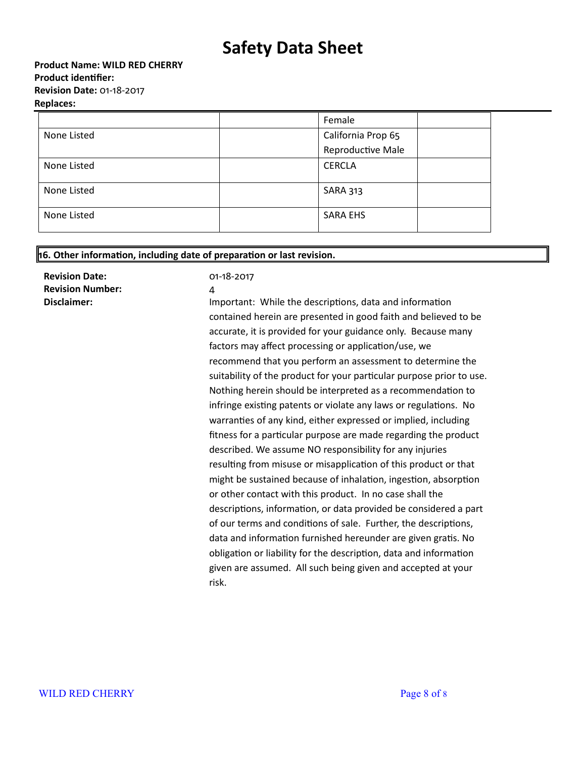# Safety Data Sheet

**Product Name: WILD RED CHERRY**
**Product identifier:**
**Revision Date:** 01-18-2017
**Replaces:**

| | | | |
|---|---|---|---|
| | | Female | |
| None Listed | | California Prop 65 Reproductive Male | |
| None Listed | | CERCLA | |
| None Listed | | SARA 313 | |
| None Listed | | SARA EHS | |

## 16. Other information, including date of preparation or last revision.

**Revision Date:** 01-18-2017

**Revision Number:** 4

**Disclaimer:** Important: While the descriptions, data and information contained herein are presented in good faith and believed to be accurate, it is provided for your guidance only. Because many factors may affect processing or application/use, we recommend that you perform an assessment to determine the suitability of the product for your particular purpose prior to use. Nothing herein should be interpreted as a recommendation to infringe existing patents or violate any laws or regulations. No warranties of any kind, either expressed or implied, including fitness for a particular purpose are made regarding the product described. We assume NO responsibility for any injuries resulting from misuse or misapplication of this product or that might be sustained because of inhalation, ingestion, absorption or other contact with this product. In no case shall the descriptions, information, or data provided be considered a part of our terms and conditions of sale. Further, the descriptions, data and information furnished hereunder are given gratis. No obligation or liability for the description, data and information given are assumed. All such being given and accepted at your risk.